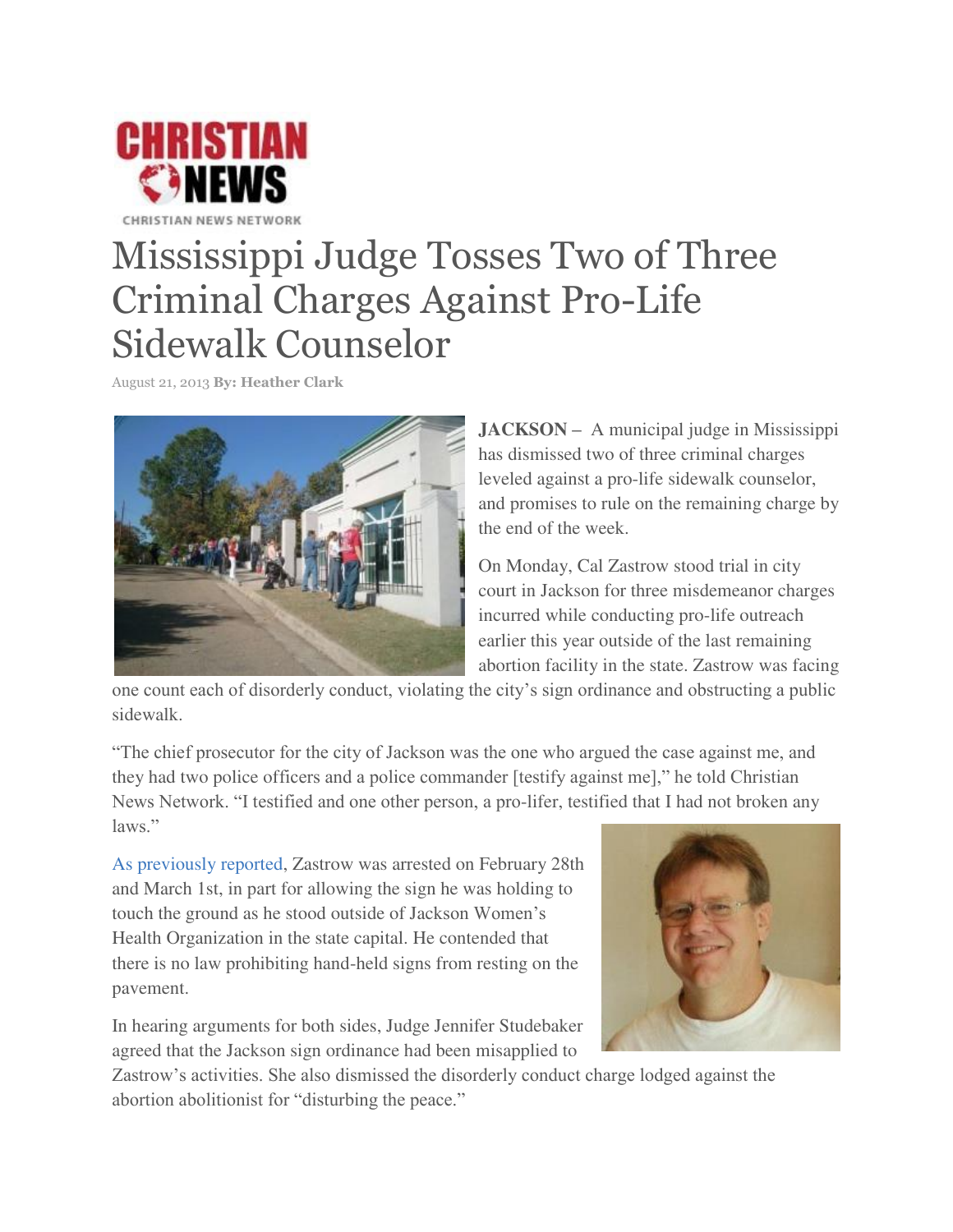CHRISTIAN NEWS

CHRISTIAN NEWS NETWORK

# Mississippi Judge Tosses Two of Three Criminal Charges Against Pro-Life Sidewalk Counselor

August 21, 2013 **By: Heather Clark**

**JACKSON** – A municipal judge in Mississippi has dismissed two of three criminal charges leveled against a pro-life sidewalk counselor, and promises to rule on the remaining charge by the end of the week.

On Monday, Cal Zastrow stood trial in city court in Jackson for three misdemeanor charges incurred while conducting pro-life outreach earlier this year outside of the last remaining abortion facility in the state. Zastrow was facing one count each of disorderly conduct, violating the city's sign ordinance and obstructing a public sidewalk.

"The chief prosecutor for the city of Jackson was the one who argued the case against me, and they had two police officers and a police commander [testify against me]," he told Christian News Network. "I testified and one other person, a pro-lifer, testified that I had not broken any laws."

As previously reported, Zastrow was arrested on February 28th and March 1st, in part for allowing the sign he was holding to touch the ground as he stood outside of Jackson Women's Health Organization in the state capital. He contended that there is no law prohibiting hand-held signs from resting on the pavement.

In hearing arguments for both sides, Judge Jennifer Studebaker agreed that the Jackson sign ordinance had been misapplied to Zastrow's activities. She also dismissed the disorderly conduct charge lodged against the abortion abolitionist for "disturbing the peace."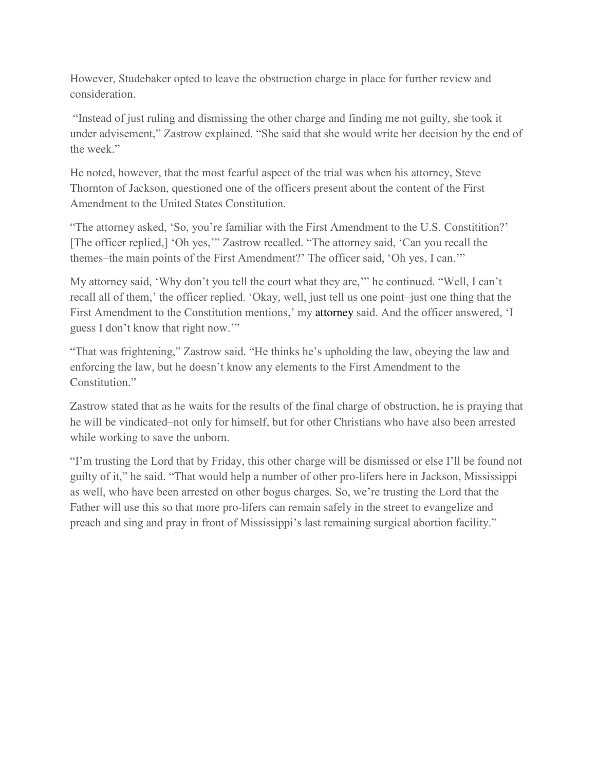However, Studebaker opted to leave the obstruction charge in place for further review and consideration.

"Instead of just ruling and dismissing the other charge and finding me not guilty, she took it under advisement," Zastrow explained. "She said that she would write her decision by the end of the week."

He noted, however, that the most fearful aspect of the trial was when his attorney, Steve Thornton of Jackson, questioned one of the officers present about the content of the First Amendment to the United States Constitution.

"The attorney asked, 'So, you're familiar with the First Amendment to the U.S. Constitition?' [The officer replied,] 'Oh yes,'" Zastrow recalled. "The attorney said, 'Can you recall the themes–the main points of the First Amendment?' The officer said, 'Oh yes, I can.'"

My attorney said, 'Why don't you tell the court what they are,'" he continued. "Well, I can't recall all of them,' the officer replied. 'Okay, well, just tell us one point–just one thing that the First Amendment to the Constitution mentions,' my attorney said. And the officer answered, 'I guess I don't know that right now.'"

"That was frightening," Zastrow said. "He thinks he's upholding the law, obeying the law and enforcing the law, but he doesn't know any elements to the First Amendment to the Constitution."

Zastrow stated that as he waits for the results of the final charge of obstruction, he is praying that he will be vindicated–not only for himself, but for other Christians who have also been arrested while working to save the unborn.

"I'm trusting the Lord that by Friday, this other charge will be dismissed or else I'll be found not guilty of it," he said. "That would help a number of other pro-lifers here in Jackson, Mississippi as well, who have been arrested on other bogus charges. So, we're trusting the Lord that the Father will use this so that more pro-lifers can remain safely in the street to evangelize and preach and sing and pray in front of Mississippi's last remaining surgical abortion facility."